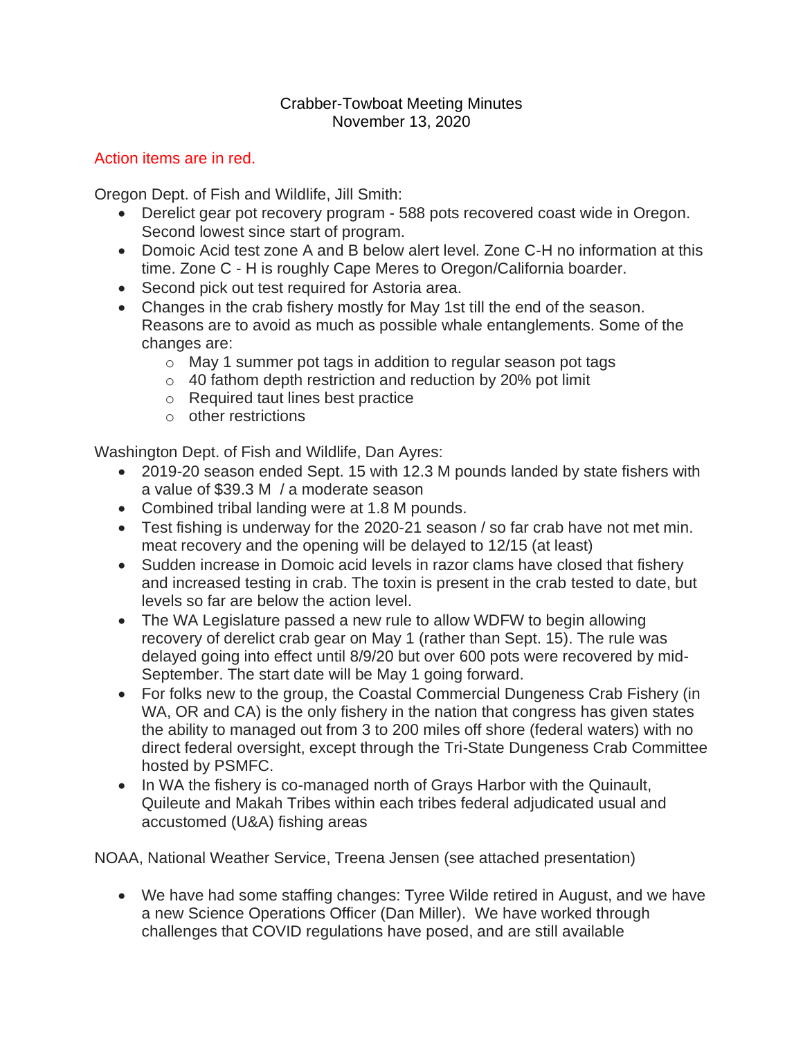# Crabber-Towboat Meeting Minutes
November 13, 2020

Action items are in red.

Oregon Dept. of Fish and Wildlife, Jill Smith:

- Derelict gear pot recovery program - 588 pots recovered coast wide in Oregon. Second lowest since start of program.
- Domoic Acid test zone A and B below alert level. Zone C-H no information at this time. Zone C - H is roughly Cape Meres to Oregon/California boarder.
- Second pick out test required for Astoria area.
- Changes in the crab fishery mostly for May 1st till the end of the season. Reasons are to avoid as much as possible whale entanglements. Some of the changes are:
  - May 1 summer pot tags in addition to regular season pot tags
  - 40 fathom depth restriction and reduction by 20% pot limit
  - Required taut lines best practice
  - other restrictions

Washington Dept. of Fish and Wildlife, Dan Ayres:

- 2019-20 season ended Sept. 15 with 12.3 M pounds landed by state fishers with a value of $39.3 M / a moderate season
- Combined tribal landing were at 1.8 M pounds.
- Test fishing is underway for the 2020-21 season / so far crab have not met min. meat recovery and the opening will be delayed to 12/15 (at least)
- Sudden increase in Domoic acid levels in razor clams have closed that fishery and increased testing in crab. The toxin is present in the crab tested to date, but levels so far are below the action level.
- The WA Legislature passed a new rule to allow WDFW to begin allowing recovery of derelict crab gear on May 1 (rather than Sept. 15). The rule was delayed going into effect until 8/9/20 but over 600 pots were recovered by mid-September. The start date will be May 1 going forward.
- For folks new to the group, the Coastal Commercial Dungeness Crab Fishery (in WA, OR and CA) is the only fishery in the nation that congress has given states the ability to managed out from 3 to 200 miles off shore (federal waters) with no direct federal oversight, except through the Tri-State Dungeness Crab Committee hosted by PSMFC.
- In WA the fishery is co-managed north of Grays Harbor with the Quinault, Quileute and Makah Tribes within each tribes federal adjudicated usual and accustomed (U&A) fishing areas

NOAA, National Weather Service, Treena Jensen (see attached presentation)

- We have had some staffing changes: Tyree Wilde retired in August, and we have a new Science Operations Officer (Dan Miller). We have worked through challenges that COVID regulations have posed, and are still available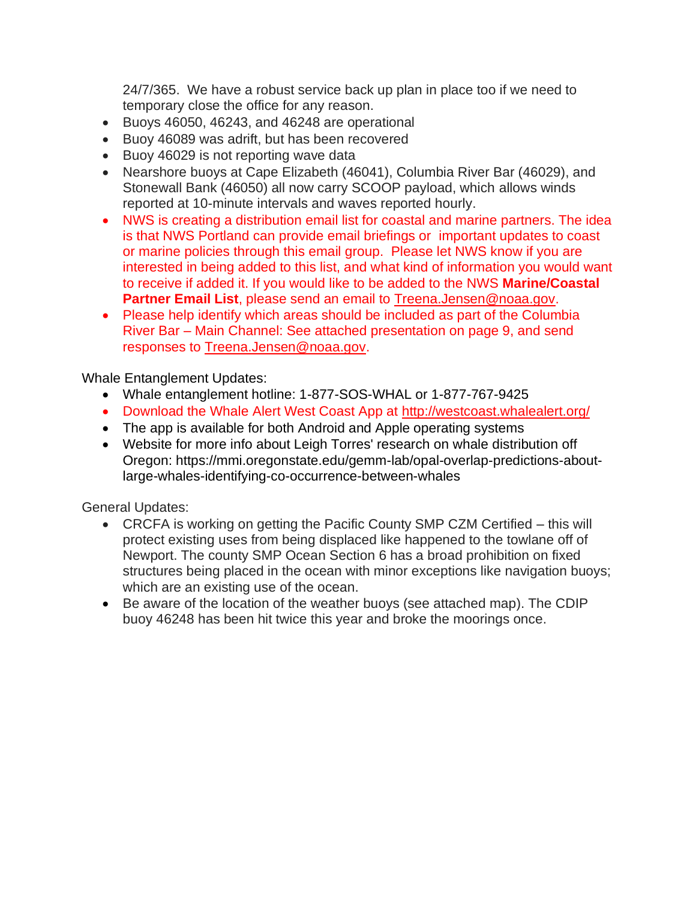24/7/365. We have a robust service back up plan in place too if we need to temporary close the office for any reason.

- Buoys 46050, 46243, and 46248 are operational
- Buoy 46089 was adrift, but has been recovered
- Buoy 46029 is not reporting wave data
- Nearshore buoys at Cape Elizabeth (46041), Columbia River Bar (46029), and Stonewall Bank (46050) all now carry SCOOP payload, which allows winds reported at 10-minute intervals and waves reported hourly.
- NWS is creating a distribution email list for coastal and marine partners. The idea is that NWS Portland can provide email briefings or important updates to coast or marine policies through this email group. Please let NWS know if you are interested in being added to this list, and what kind of information you would want to receive if added it. If you would like to be added to the NWS **Marine/Coastal Partner Email List**, please send an email to Treena.Jensen@noaa.gov.
- Please help identify which areas should be included as part of the Columbia River Bar – Main Channel: See attached presentation on page 9, and send responses to Treena.Jensen@noaa.gov.

Whale Entanglement Updates:

- Whale entanglement hotline: 1-877-SOS-WHAL or 1-877-767-9425
- Download the Whale Alert West Coast App at http://westcoast.whalealert.org/
- The app is available for both Android and Apple operating systems
- Website for more info about Leigh Torres' research on whale distribution off Oregon: https://mmi.oregonstate.edu/gemm-lab/opal-overlap-predictions-about-large-whales-identifying-co-occurrence-between-whales

General Updates:

- CRCFA is working on getting the Pacific County SMP CZM Certified – this will protect existing uses from being displaced like happened to the towlane off of Newport. The county SMP Ocean Section 6 has a broad prohibition on fixed structures being placed in the ocean with minor exceptions like navigation buoys; which are an existing use of the ocean.
- Be aware of the location of the weather buoys (see attached map). The CDIP buoy 46248 has been hit twice this year and broke the moorings once.